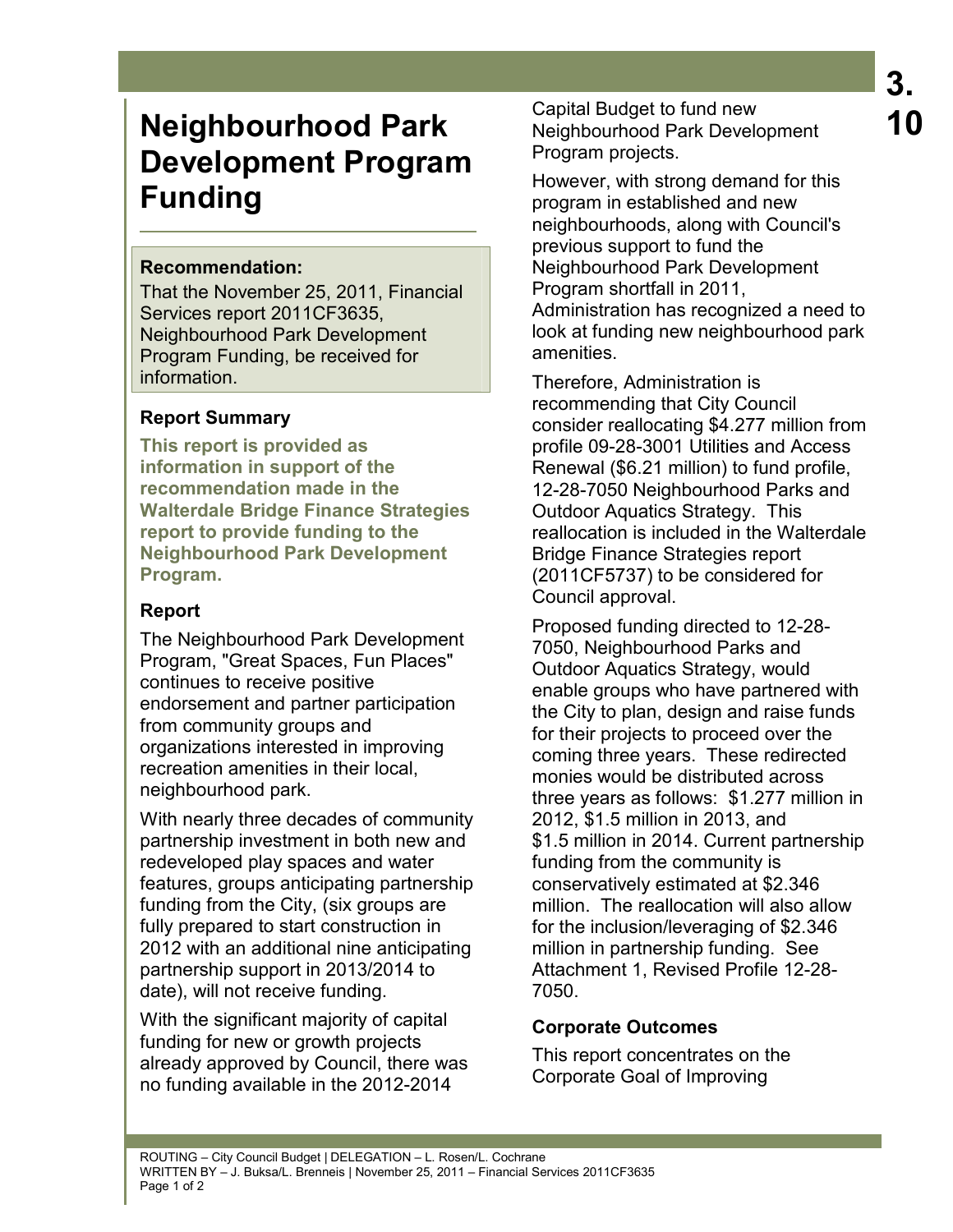# Neighbourhood Park Development Program Funding

**Recommendation:**

That the November 25, 2011, Financial Services report 2011CF3635, Neighbourhood Park Development Program Funding, be received for information.

## Report Summary

**This report is provided as information in support of the recommendation made in the Walterdale Bridge Finance Strategies report to provide funding to the Neighbourhood Park Development Program.**

## Report

The Neighbourhood Park Development Program, "Great Spaces, Fun Places" continues to receive positive endorsement and partner participation from community groups and organizations interested in improving recreation amenities in their local, neighbourhood park.

With nearly three decades of community partnership investment in both new and redeveloped play spaces and water features, groups anticipating partnership funding from the City, (six groups are fully prepared to start construction in 2012 with an additional nine anticipating partnership support in 2013/2014 to date), will not receive funding.

With the significant majority of capital funding for new or growth projects already approved by Council, there was no funding available in the 2012-2014 Capital Budget to fund new Neighbourhood Park Development Program projects.

However, with strong demand for this program in established and new neighbourhoods, along with Council's previous support to fund the Neighbourhood Park Development Program shortfall in 2011, Administration has recognized a need to look at funding new neighbourhood park amenities.

Therefore, Administration is recommending that City Council consider reallocating $4.277 million from profile 09-28-3001 Utilities and Access Renewal ($6.21 million) to fund profile, 12-28-7050 Neighbourhood Parks and Outdoor Aquatics Strategy. This reallocation is included in the Walterdale Bridge Finance Strategies report (2011CF5737) to be considered for Council approval.

Proposed funding directed to 12-28-7050, Neighbourhood Parks and Outdoor Aquatics Strategy, would enable groups who have partnered with the City to plan, design and raise funds for their projects to proceed over the coming three years. These redirected monies would be distributed across three years as follows: $1.277 million in 2012, $1.5 million in 2013, and $1.5 million in 2014. Current partnership funding from the community is conservatively estimated at $2.346 million. The reallocation will also allow for the inclusion/leveraging of $2.346 million in partnership funding. See Attachment 1, Revised Profile 12-28-7050.

## Corporate Outcomes

This report concentrates on the Corporate Goal of Improving

ROUTING – City Council Budget | DELEGATION – L. Rosen/L. Cochrane
WRITTEN BY – J. Buksa/L. Brenneis | November 25, 2011 – Financial Services 2011CF3635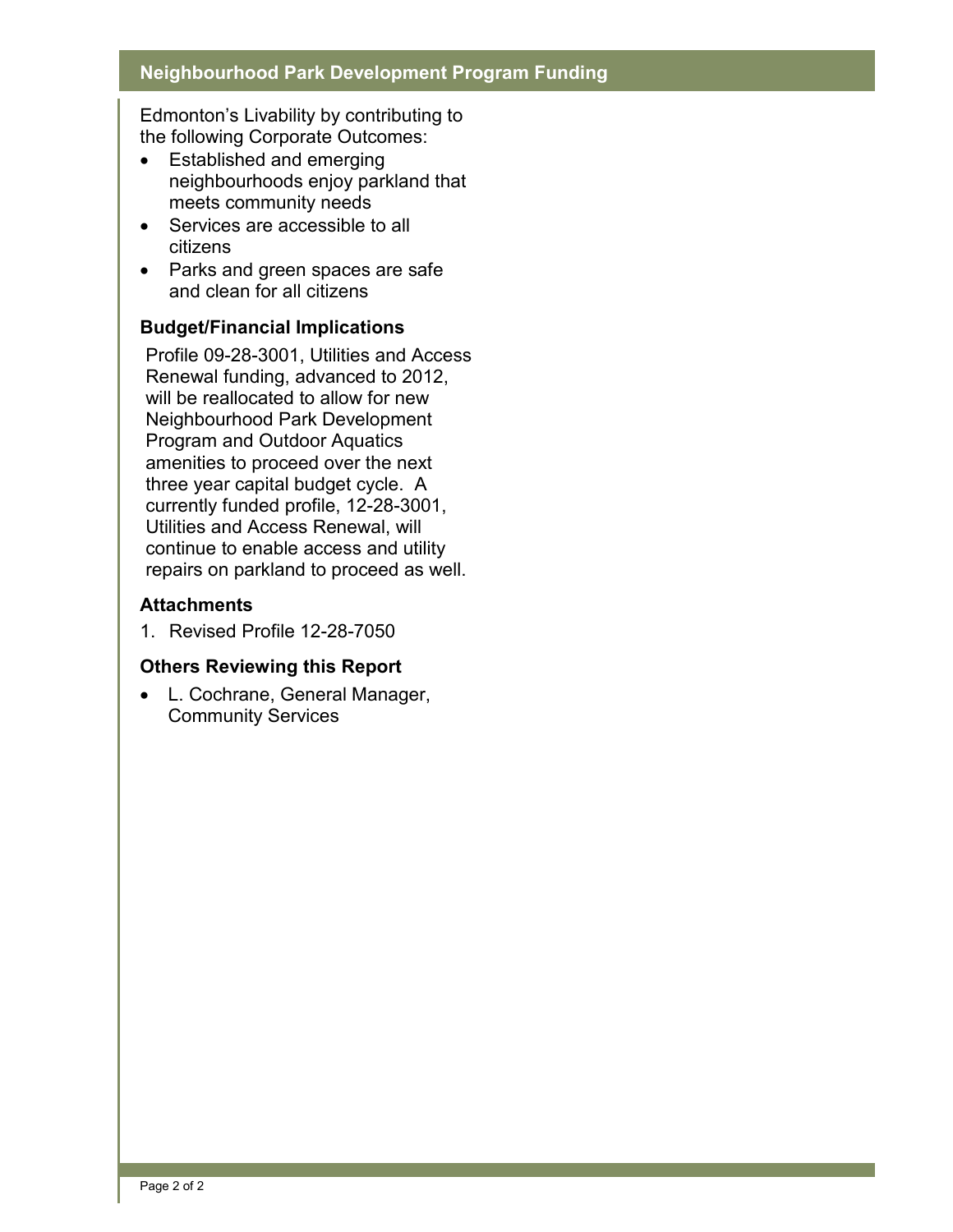Edmonton's Livability by contributing to the following Corporate Outcomes:

- Established and emerging neighbourhoods enjoy parkland that meets community needs
- Services are accessible to all citizens
- Parks and green spaces are safe and clean for all citizens

### Budget/Financial Implications

Profile 09-28-3001, Utilities and Access Renewal funding, advanced to 2012, will be reallocated to allow for new Neighbourhood Park Development Program and Outdoor Aquatics amenities to proceed over the next three year capital budget cycle. A currently funded profile, 12-28-3001, Utilities and Access Renewal, will continue to enable access and utility repairs on parkland to proceed as well.

### Attachments

1. Revised Profile 12-28-7050

### Others Reviewing this Report

- L. Cochrane, General Manager, Community Services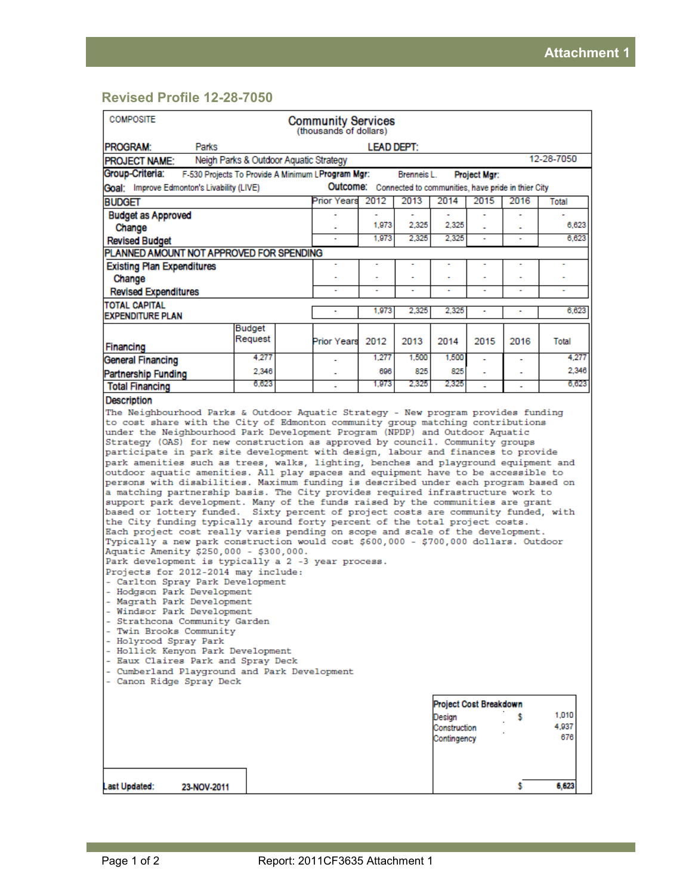## Revised Profile 12-28-7050

| COMPOSITE | Community Services (thousands of dollars) | | | | | | | |
|---|---|---|---|---|---|---|---|---|
| PROGRAM: Parks | | LEAD DEPT: | | | | | | |
| PROJECT NAME: Neigh Parks & Outdoor Aquatic Strategy | | | | | | | | 12-28-7050 |
| Group-Criteria: F-530 Projects To Provide A Minimum L | | Program Mgr: Brenneis L. | | Project Mgr: | | | | |
| Goal: Improve Edmonton's Livability (LIVE) | | Outcome: Connected to communities, have pride in thier City | | | | | | |

| BUDGET | Prior Years | 2012 | 2013 | 2014 | 2015 | 2016 | Total |
|---|---|---|---|---|---|---|---|
| Budget as Approved | - | - | - | - | - | - | - |
| Change | - | 1,973 | 2,325 | 2,325 | - | - | 6,623 |
| Revised Budget | - | 1,973 | 2,325 | 2,325 | - | - | 6,623 |
| **PLANNED AMOUNT NOT APPROVED FOR SPENDING** | | | | | | | |
| Existing Plan Expenditures | - | - | - | - | - | - | - |
| Change | - | - | - | - | - | - | - |
| Revised Expenditures | - | - | - | - | - | - | - |
| TOTAL CAPITAL EXPENDITURE PLAN | - | 1,973 | 2,325 | 2,325 | - | - | 6,623 |

| Financing | Budget Request | Prior Years | 2012 | 2013 | 2014 | 2015 | 2016 | Total |
|---|---|---|---|---|---|---|---|---|
| General Financing | 4,277 | - | 1,277 | 1,500 | 1,500 | - | - | 4,277 |
| Partnership Funding | 2,346 | - | 696 | 825 | 825 | - | - | 2,346 |
| Total Financing | 6,623 | - | 1,973 | 2,325 | 2,325 | - | - | 6,623 |

**Description**

The Neighbourhood Parks & Outdoor Aquatic Strategy - New program provides funding to cost share with the City of Edmonton community group matching contributions under the Neighbourhood Park Development Program (NPDP) and Outdoor Aquatic Strategy (OAS) for new construction as approved by council. Community groups participate in park site development with design, labour and finances to provide park amenities such as trees, walks, lighting, benches and playground equipment and outdoor aquatic amenities. All play spaces and equipment have to be accessible to persons with disabilities. Maximum funding is described under each program based on a matching partnership basis. The City provides required infrastructure work to support park development. Many of the funds raised by the communities are grant based or lottery funded. Sixty percent of project costs are community funded, with the City funding typically around forty percent of the total project costs.
Each project cost really varies pending on scope and scale of the development.
Typically a new park construction would cost $600,000 - $700,000 dollars. Outdoor Aquatic Amenity $250,000 - $300,000.
Park development is typically a 2 -3 year process.
Projects for 2012-2014 may include:

- Carlton Spray Park Development
- Hodgson Park Development
- Magrath Park Development
- Windsor Park Development
- Strathcona Community Garden
- Twin Brooks Community
- Holyrood Spray Park
- Hollick Kenyon Park Development
- Eaux Claires Park and Spray Deck
- Cumberland Playground and Park Development
- Canon Ridge Spray Deck

| Project Cost Breakdown | | |
|---|---|---|
| Design | $ | 1,010 |
| Construction | | 4,937 |
| Contingency | | 676 |
| | $ | 6,623 |

Last Updated: 23-NOV-2011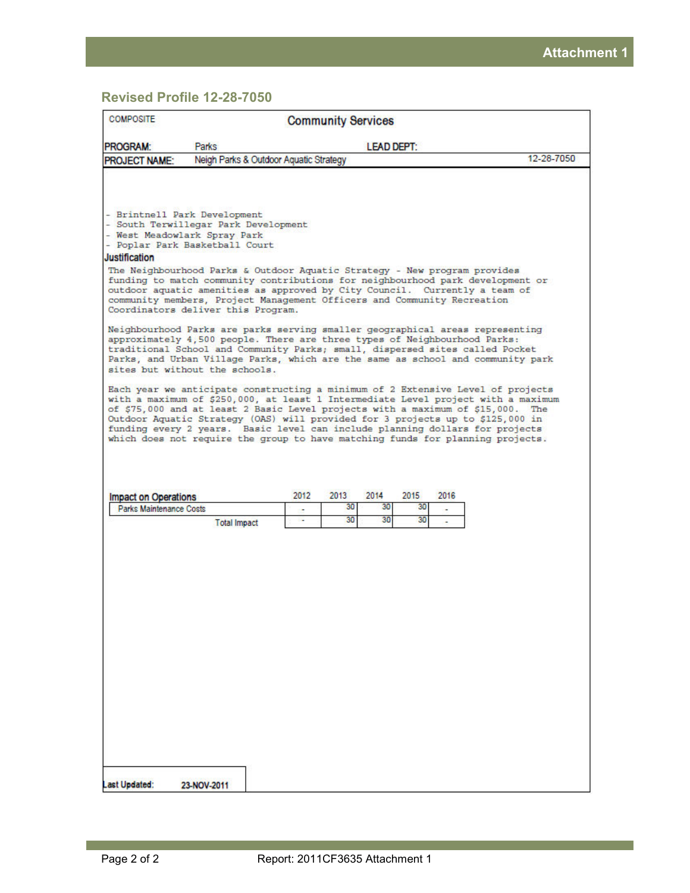Attachment 1

## Revised Profile 12-28-7050

COMPOSITE

**Community Services**

**PROGRAM:** Parks **LEAD DEPT:**

**PROJECT NAME:** Neigh Parks & Outdoor Aquatic Strategy 12-28-7050

- Brintnell Park Development
- South Terwillegar Park Development
- West Meadowlark Spray Park
- Poplar Park Basketball Court

### Justification

The Neighbourhood Parks & Outdoor Aquatic Strategy - New program provides funding to match community contributions for neighbourhood park development or outdoor aquatic amenities as approved by City Council. Currently a team of community members, Project Management Officers and Community Recreation Coordinators deliver this Program.

Neighbourhood Parks are parks serving smaller geographical areas representing approximately 4,500 people. There are three types of Neighbourhood Parks: traditional School and Community Parks; small, dispersed sites called Pocket Parks, and Urban Village Parks, which are the same as school and community park sites but without the schools.

Each year we anticipate constructing a minimum of 2 Extensive Level of projects with a maximum of $250,000, at least 1 Intermediate Level project with a maximum of $75,000 and at least 2 Basic Level projects with a maximum of $15,000. The Outdoor Aquatic Strategy (OAS) will provided for 3 projects up to $125,000 in funding every 2 years. Basic level can include planning dollars for projects which does not require the group to have matching funds for planning projects.

| Impact on Operations | 2012 | 2013 | 2014 | 2015 | 2016 |
|---|---|---|---|---|---|
| Parks Maintenance Costs | - | 30 | 30 | 30 | - |
| Total Impact | - | 30 | 30 | 30 | - |

**Last Updated:** 23-NOV-2011